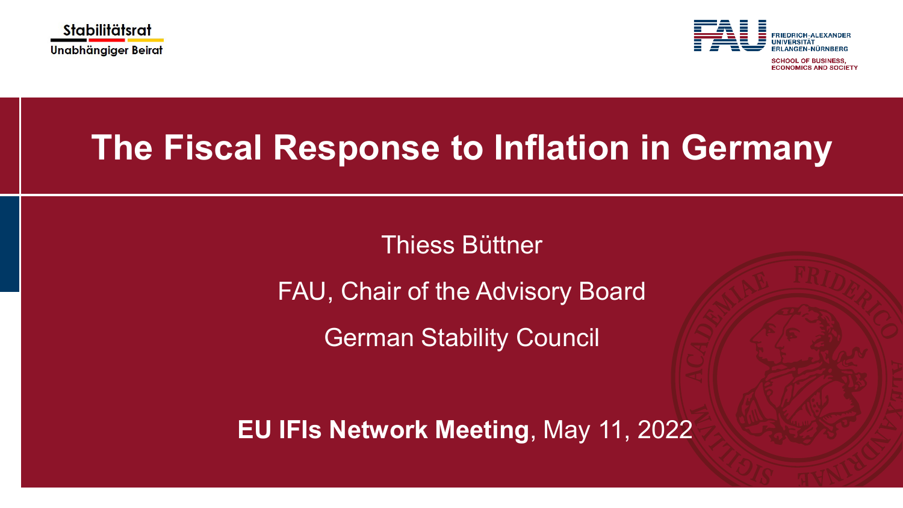Stabilitätsrat
Unabhängiger Beirat

FRIEDRICH-ALEXANDER UNIVERSITÄT ERLANGEN-NÜRNBERG
SCHOOL OF BUSINESS, ECONOMICS AND SOCIETY

# The Fiscal Response to Inflation in Germany

Thiess Büttner

FAU, Chair of the Advisory Board

German Stability Council

**EU IFIs Network Meeting**, May 11, 2022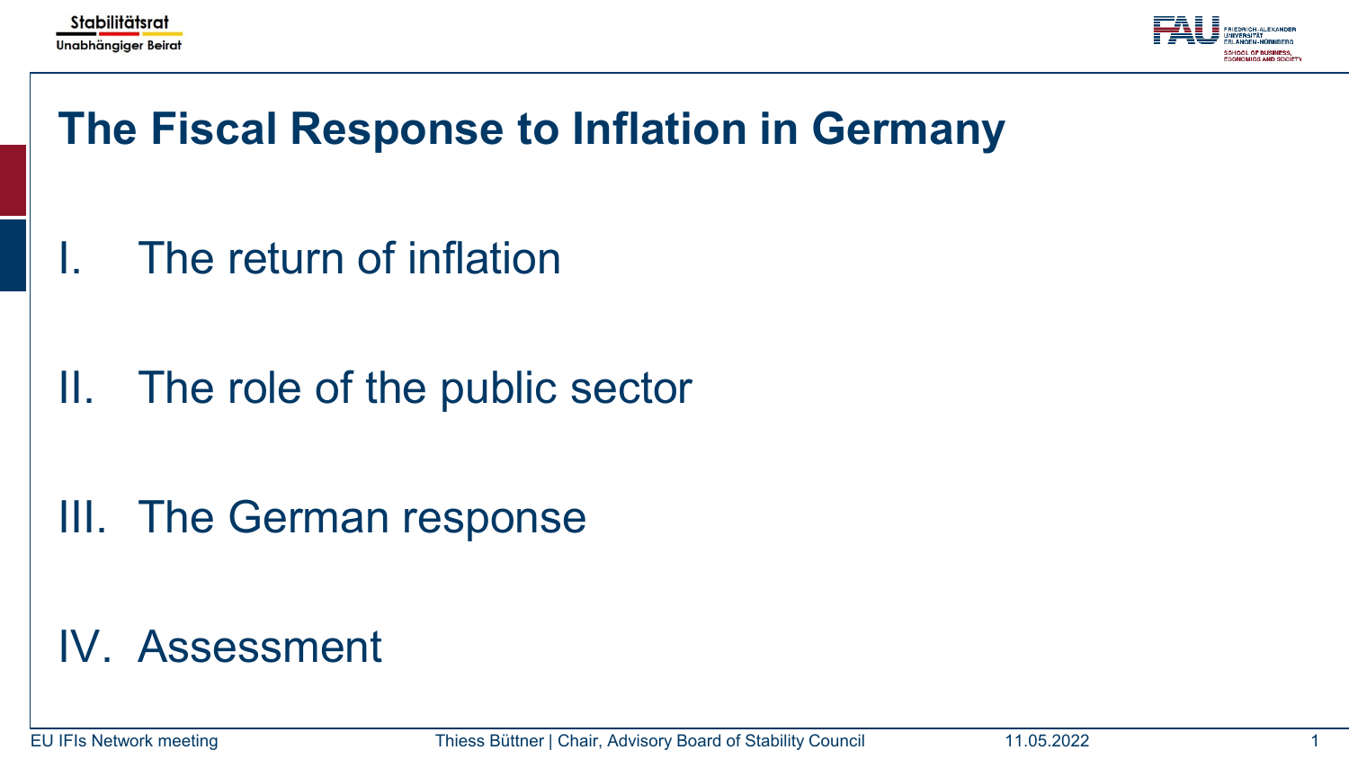# The Fiscal Response to Inflation in Germany

I. The return of inflation

II. The role of the public sector

III. The German response

IV. Assessment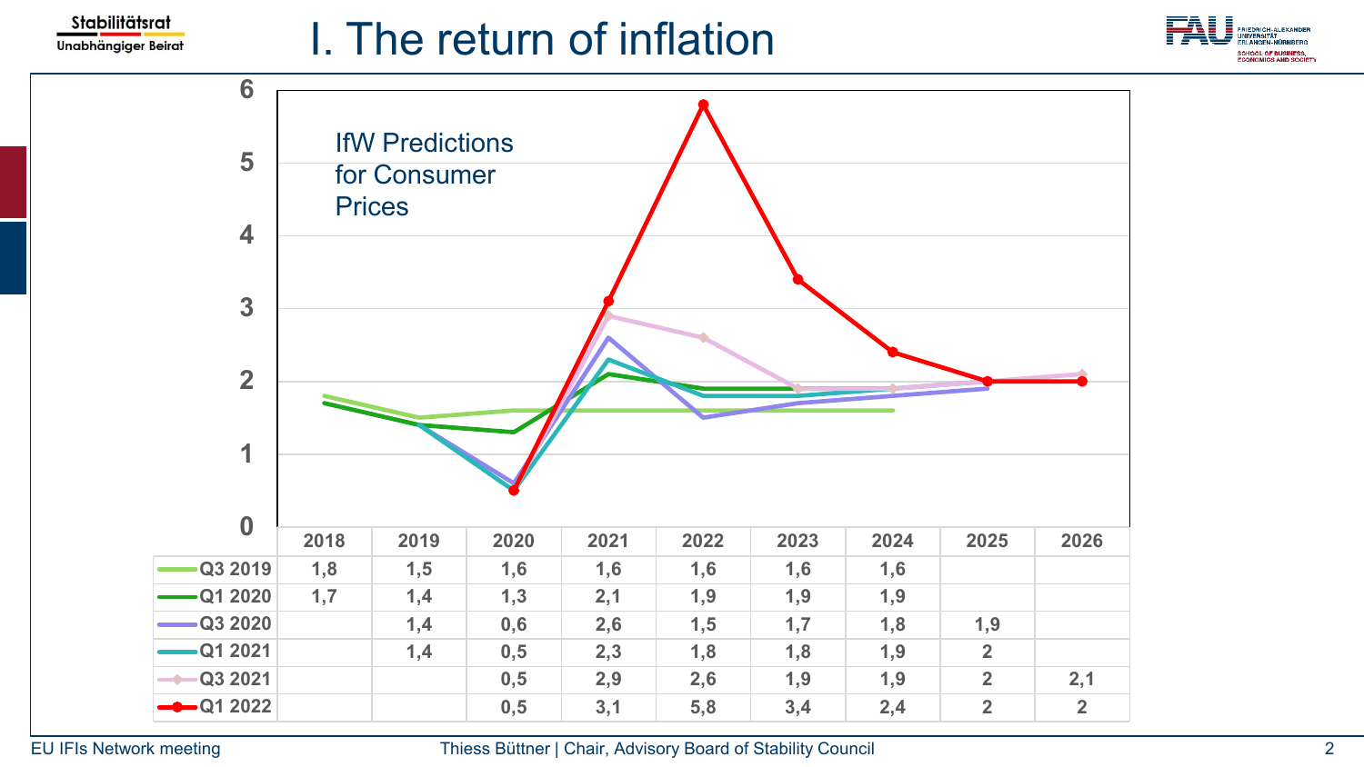# I. The return of inflation

IfW Predictions for Consumer Prices

| | 2018 | 2019 | 2020 | 2021 | 2022 | 2023 | 2024 | 2025 | 2026 |
|---|---|---|---|---|---|---|---|---|---|
| Q3 2019 | 1,8 | 1,5 | 1,6 | 1,6 | 1,6 | 1,6 | 1,6 | | |
| Q1 2020 | 1,7 | 1,4 | 1,3 | 2,1 | 1,9 | 1,9 | 1,9 | | |
| Q3 2020 | | 1,4 | 0,6 | 2,6 | 1,5 | 1,7 | 1,8 | 1,9 | |
| Q1 2021 | | 1,4 | 0,5 | 2,3 | 1,8 | 1,8 | 1,9 | 2 | |
| Q3 2021 | | | 0,5 | 2,9 | 2,6 | 1,9 | 1,9 | 2 | 2,1 |
| Q1 2022 | | | 0,5 | 3,1 | 5,8 | 3,4 | 2,4 | 2 | 2 |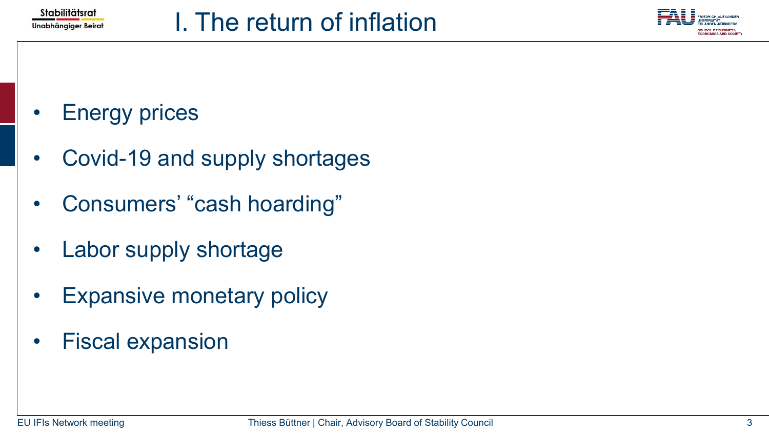# I. The return of inflation

- Energy prices
- Covid-19 and supply shortages
- Consumers' "cash hoarding"
- Labor supply shortage
- Expansive monetary policy
- Fiscal expansion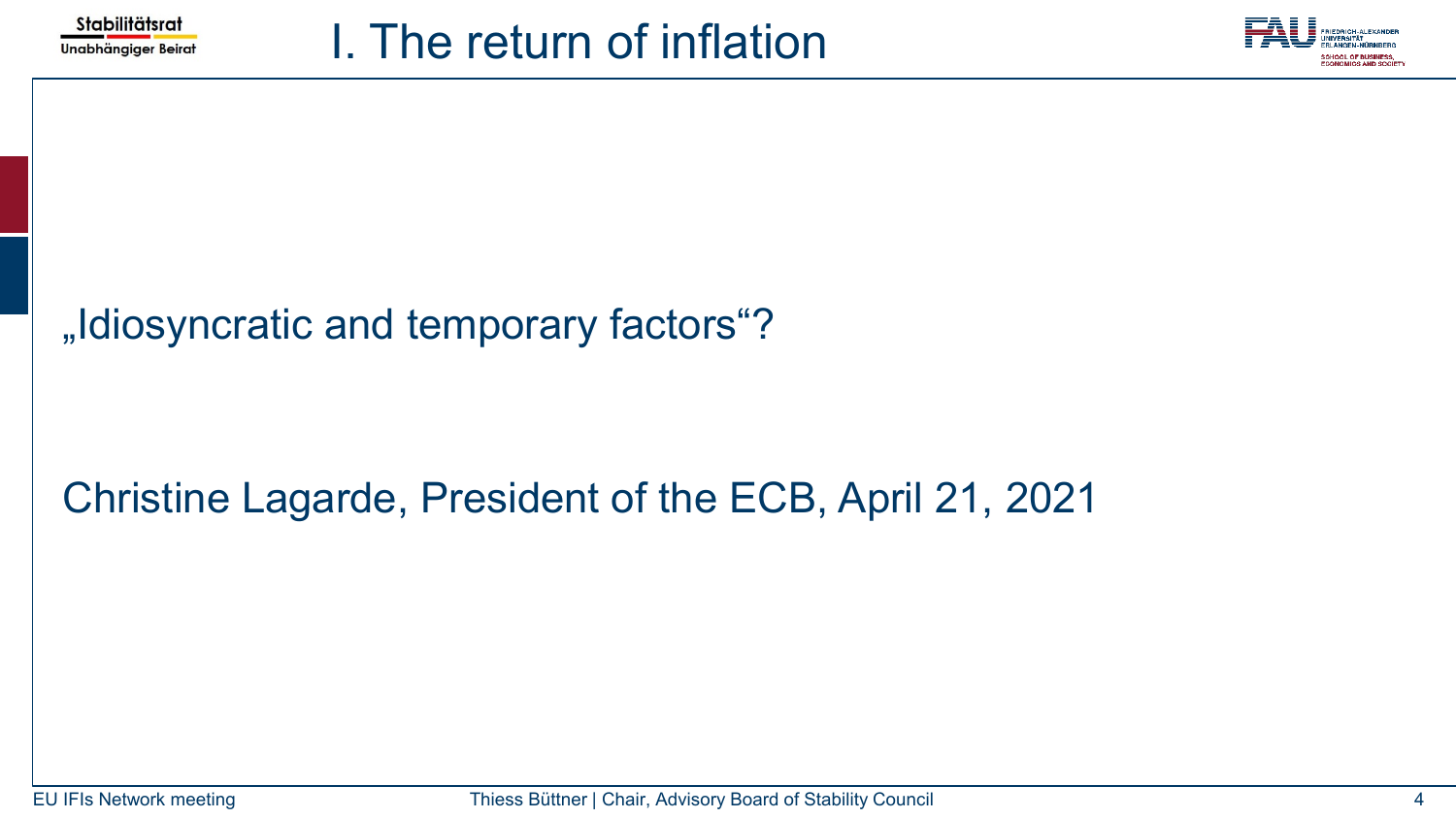# I. The return of inflation

„Idiosyncratic and temporary factors“?

Christine Lagarde, President of the ECB, April 21, 2021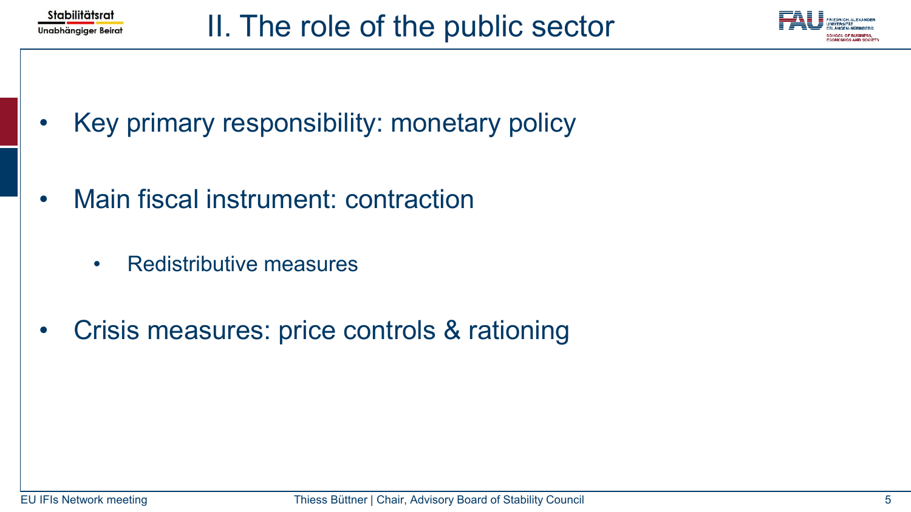# II. The role of the public sector

- Key primary responsibility: monetary policy
- Main fiscal instrument: contraction
  - Redistributive measures
- Crisis measures: price controls & rationing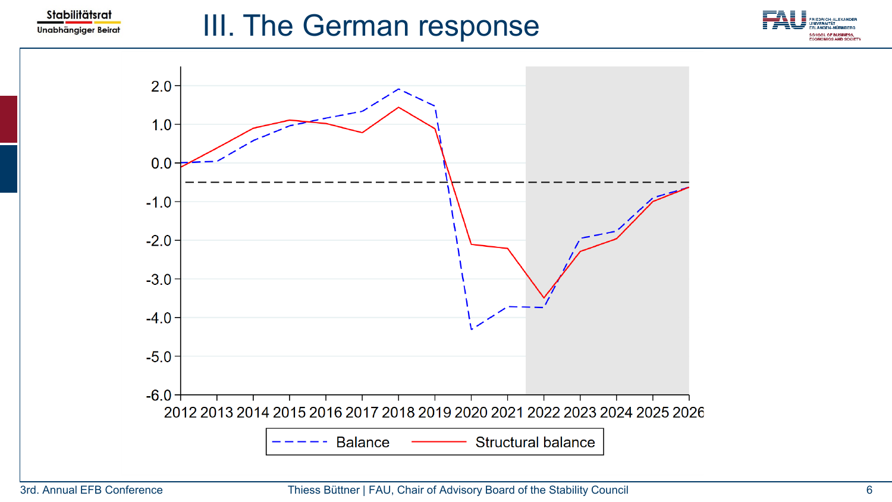# III. The German response

Balance · Structural balance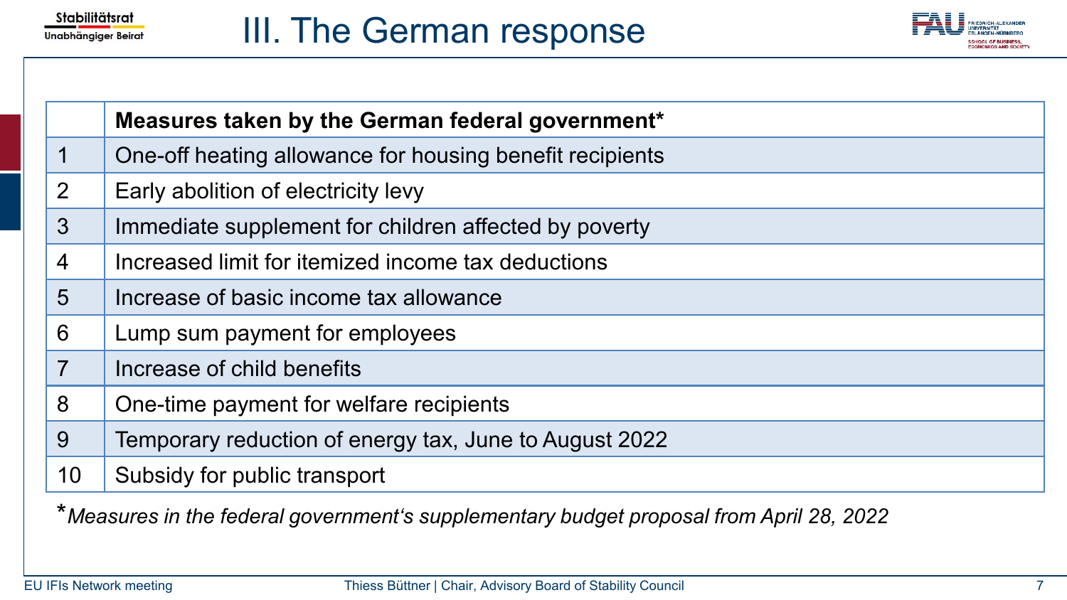# III. The German response

| | Measures taken by the German federal government* |
|---|---|
| 1 | One-off heating allowance for housing benefit recipients |
| 2 | Early abolition of electricity levy |
| 3 | Immediate supplement for children affected by poverty |
| 4 | Increased limit for itemized income tax deductions |
| 5 | Increase of basic income tax allowance |
| 6 | Lump sum payment for employees |
| 7 | Increase of child benefits |
| 8 | One-time payment for welfare recipients |
| 9 | Temporary reduction of energy tax, June to August 2022 |
| 10 | Subsidy for public transport |

*\*Measures in the federal government's supplementary budget proposal from April 28, 2022*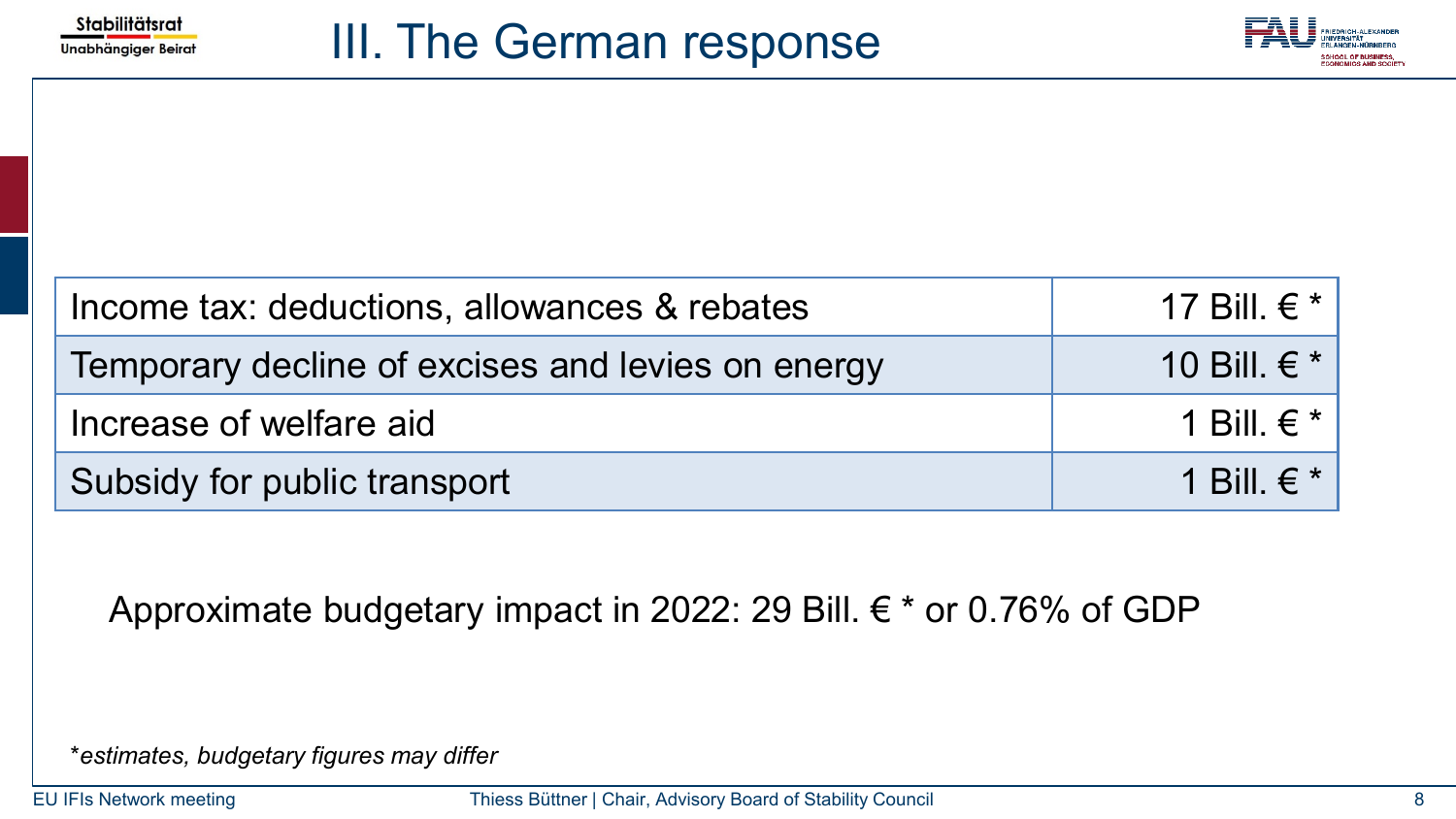# III. The German response

| Measure | Amount |
|---|---|
| Income tax: deductions, allowances & rebates | 17 Bill. € * |
| Temporary decline of excises and levies on energy | 10 Bill. € * |
| Increase of welfare aid | 1 Bill. € * |
| Subsidy for public transport | 1 Bill. € * |

Approximate budgetary impact in 2022: 29 Bill. € * or 0.76% of GDP

*\*estimates, budgetary figures may differ*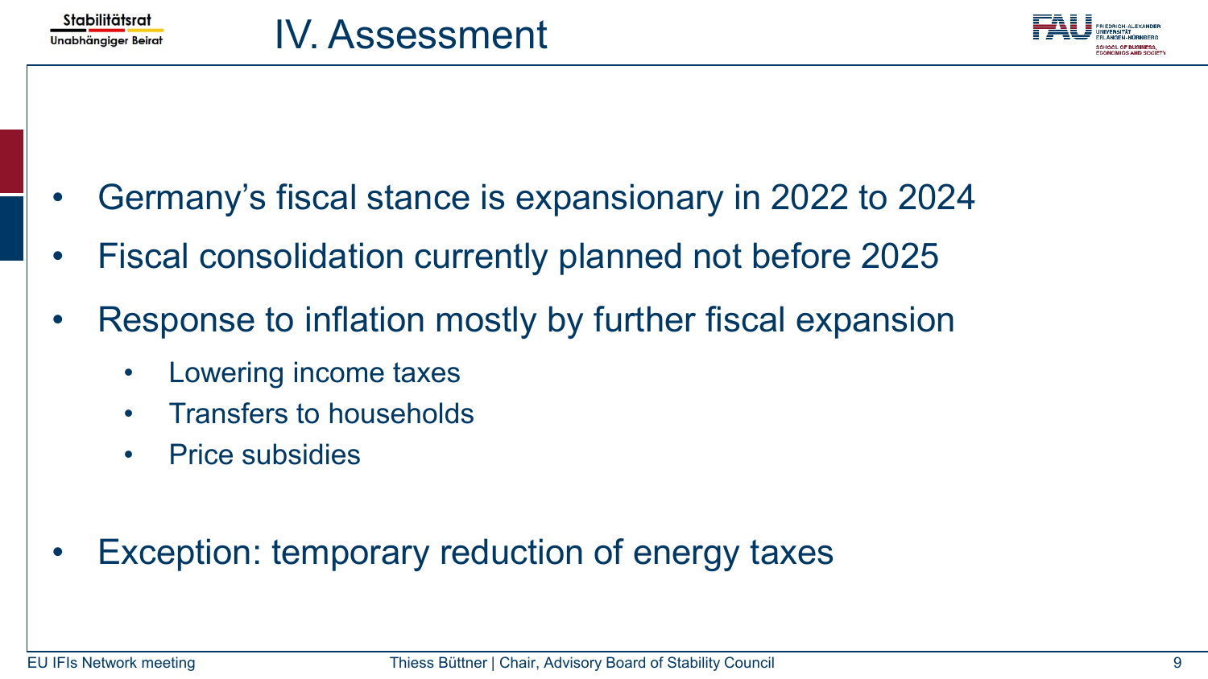# IV. Assessment

- Germany's fiscal stance is expansionary in 2022 to 2024
- Fiscal consolidation currently planned not before 2025
- Response to inflation mostly by further fiscal expansion
  - Lowering income taxes
  - Transfers to households
  - Price subsidies
- Exception: temporary reduction of energy taxes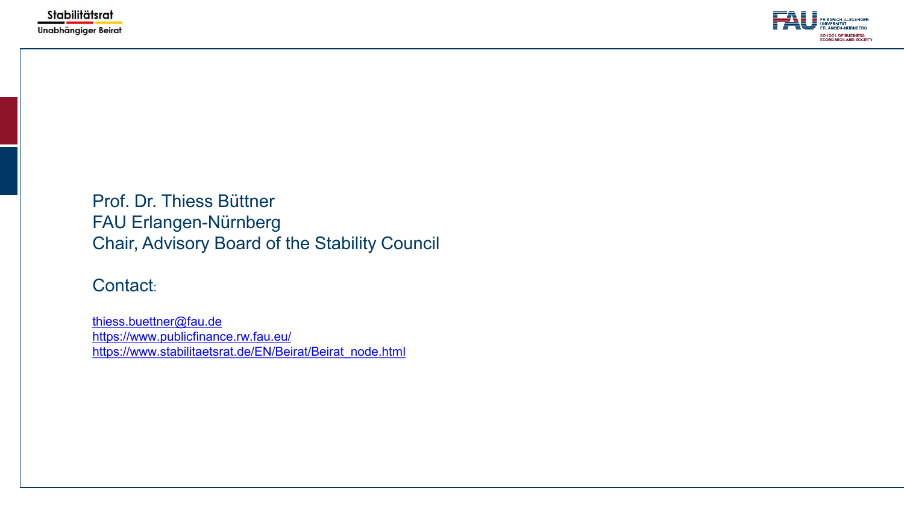Prof. Dr. Thiess Büttner
FAU Erlangen-Nürnberg
Chair, Advisory Board of the Stability Council

Contact:

thiess.buettner@fau.de
https://www.publicfinance.rw.fau.eu/
https://www.stabilitaetsrat.de/EN/Beirat/Beirat_node.html